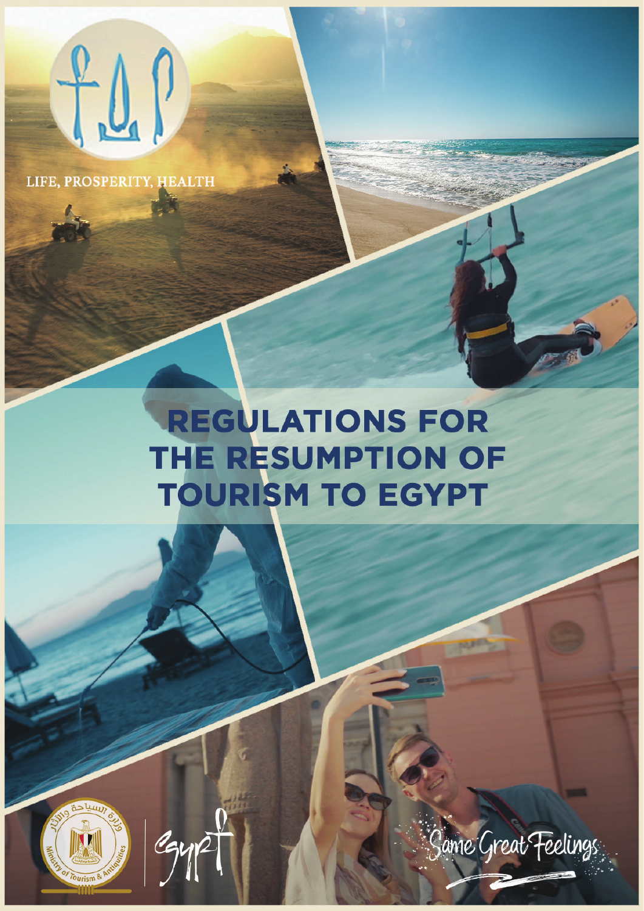LIFE, PROSPERITY, HEALTH

# REGULATIONS FOR THE RESUMPTION OF TOURISM TO EGYPT

Ministry of Tourism & Antiquities

وزارة السياحة والآثار

Egypt

Same Great Feelings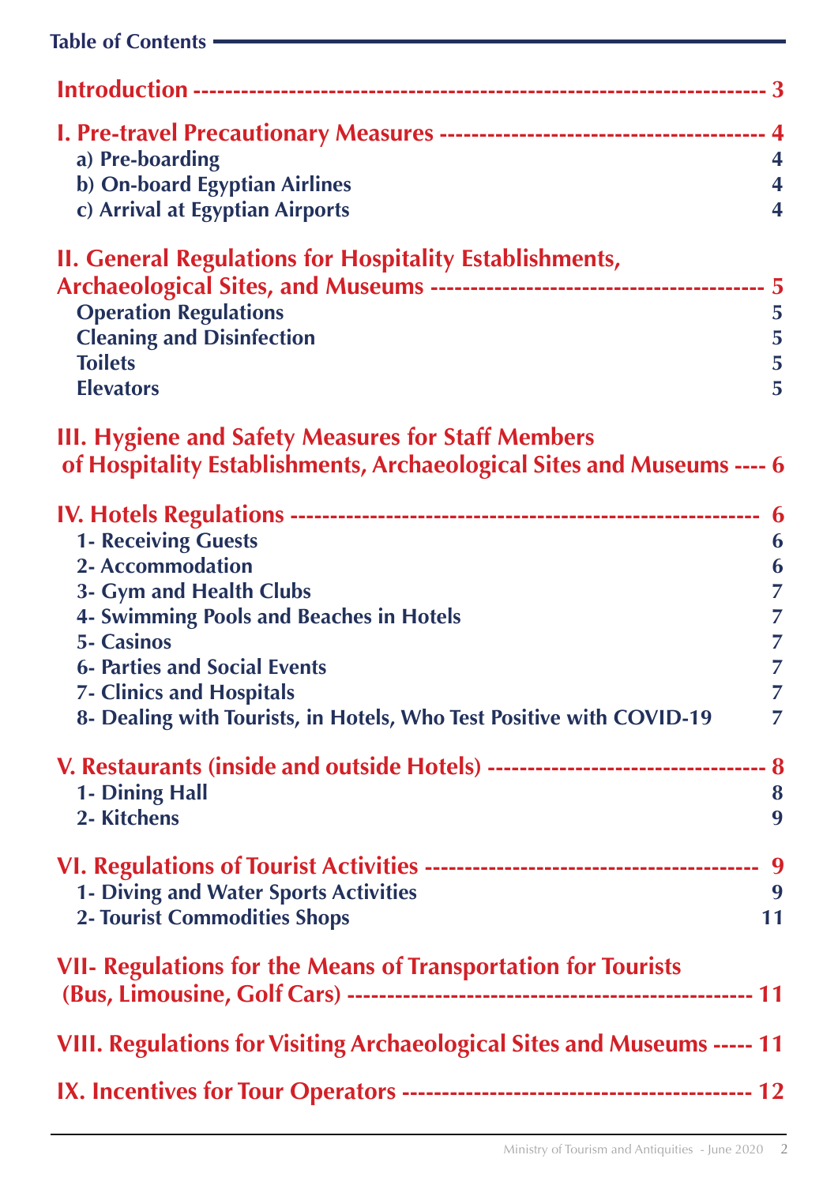## Table of Contents

**Introduction ---------------------------------------------------------------------- 3**

**I. Pre-travel Precautionary Measures --------------------------------------- 4**

- a) Pre-boarding 4
- b) On-board Egyptian Airlines 4
- c) Arrival at Egyptian Airports 4

**II. General Regulations for Hospitality Establishments, Archaeological Sites, and Museums ---------------------------------------- 5**

- Operation Regulations 5
- Cleaning and Disinfection 5
- Toilets 5
- Elevators 5

**III. Hygiene and Safety Measures for Staff Members of Hospitality Establishments, Archaeological Sites and Museums ---- 6**

**IV. Hotels Regulations -------------------------------------------------------- 6**

- 1- Receiving Guests 6
- 2- Accommodation 6
- 3- Gym and Health Clubs 7
- 4- Swimming Pools and Beaches in Hotels 7
- 5- Casinos 7
- 6- Parties and Social Events 7
- 7- Clinics and Hospitals 7
- 8- Dealing with Tourists, in Hotels, Who Test Positive with COVID-19 7

**V. Restaurants (inside and outside Hotels) ---------------------------------- 8**

- 1- Dining Hall 8
- 2- Kitchens 9

**VI. Regulations of Tourist Activities ----------------------------------------- 9**

- 1- Diving and Water Sports Activities 9
- 2- Tourist Commodities Shops 11

**VII- Regulations for the Means of Transportation for Tourists (Bus, Limousine, Golf Cars) -------------------------------------------------- 11**

**VIII. Regulations for Visiting Archaeological Sites and Museums ----- 11**

**IX. Incentives for Tour Operators ------------------------------------------ 12**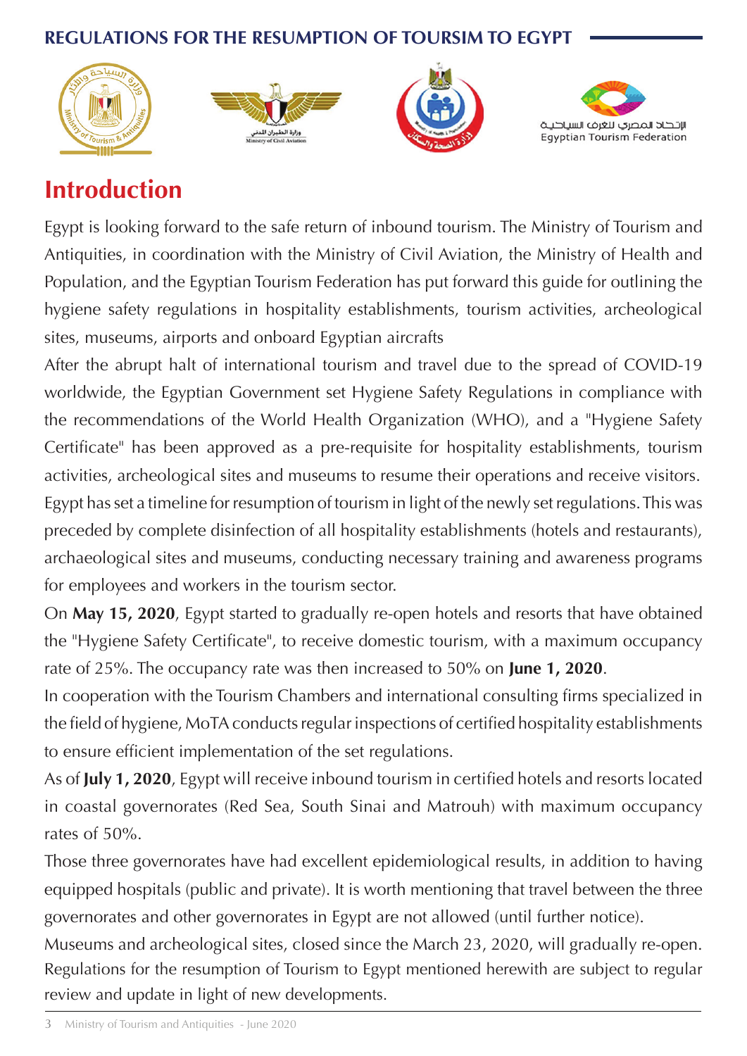## Introduction

Egypt is looking forward to the safe return of inbound tourism. The Ministry of Tourism and Antiquities, in coordination with the Ministry of Civil Aviation, the Ministry of Health and Population, and the Egyptian Tourism Federation has put forward this guide for outlining the hygiene safety regulations in hospitality establishments, tourism activities, archeological sites, museums, airports and onboard Egyptian aircrafts

After the abrupt halt of international tourism and travel due to the spread of COVID-19 worldwide, the Egyptian Government set Hygiene Safety Regulations in compliance with the recommendations of the World Health Organization (WHO), and a "Hygiene Safety Certificate" has been approved as a pre-requisite for hospitality establishments, tourism activities, archeological sites and museums to resume their operations and receive visitors.

Egypt has set a timeline for resumption of tourism in light of the newly set regulations. This was preceded by complete disinfection of all hospitality establishments (hotels and restaurants), archaeological sites and museums, conducting necessary training and awareness programs for employees and workers in the tourism sector.

On **May 15, 2020**, Egypt started to gradually re-open hotels and resorts that have obtained the "Hygiene Safety Certificate", to receive domestic tourism, with a maximum occupancy rate of 25%. The occupancy rate was then increased to 50% on **June 1, 2020**.

In cooperation with the Tourism Chambers and international consulting firms specialized in the field of hygiene, MoTA conducts regular inspections of certified hospitality establishments to ensure efficient implementation of the set regulations.

As of **July 1, 2020**, Egypt will receive inbound tourism in certified hotels and resorts located in coastal governorates (Red Sea, South Sinai and Matrouh) with maximum occupancy rates of 50%.

Those three governorates have had excellent epidemiological results, in addition to having equipped hospitals (public and private). It is worth mentioning that travel between the three governorates and other governorates in Egypt are not allowed (until further notice).

Museums and archeological sites, closed since the March 23, 2020, will gradually re-open. Regulations for the resumption of Tourism to Egypt mentioned herewith are subject to regular review and update in light of new developments.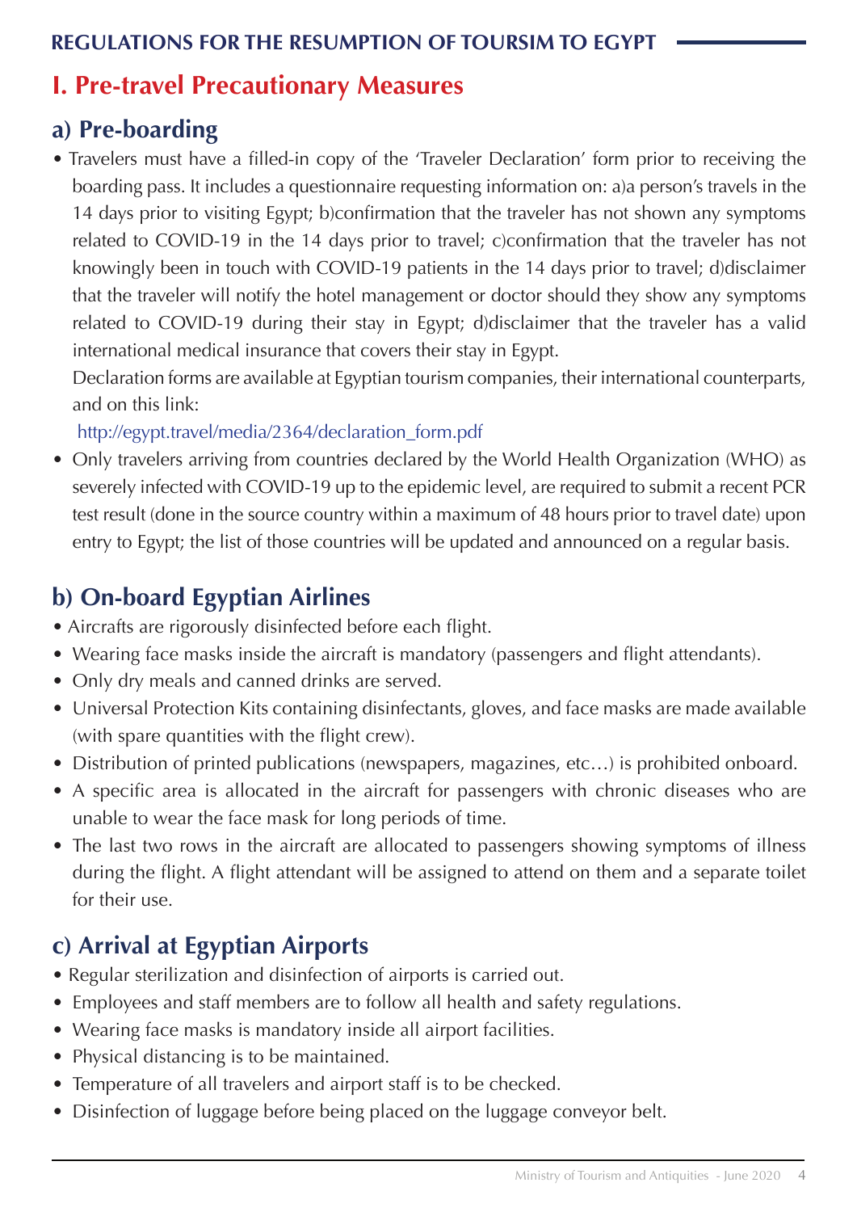## I. Pre-travel Precautionary Measures

### a) Pre-boarding

- Travelers must have a filled-in copy of the 'Traveler Declaration' form prior to receiving the boarding pass. It includes a questionnaire requesting information on: a)a person's travels in the 14 days prior to visiting Egypt; b)confirmation that the traveler has not shown any symptoms related to COVID-19 in the 14 days prior to travel; c)confirmation that the traveler has not knowingly been in touch with COVID-19 patients in the 14 days prior to travel; d)disclaimer that the traveler will notify the hotel management or doctor should they show any symptoms related to COVID-19 during their stay in Egypt; d)disclaimer that the traveler has a valid international medical insurance that covers their stay in Egypt.

  Declaration forms are available at Egyptian tourism companies, their international counterparts, and on this link:

  http://egypt.travel/media/2364/declaration_form.pdf

- Only travelers arriving from countries declared by the World Health Organization (WHO) as severely infected with COVID-19 up to the epidemic level, are required to submit a recent PCR test result (done in the source country within a maximum of 48 hours prior to travel date) upon entry to Egypt; the list of those countries will be updated and announced on a regular basis.

### b) On-board Egyptian Airlines

- Aircrafts are rigorously disinfected before each flight.
- Wearing face masks inside the aircraft is mandatory (passengers and flight attendants).
- Only dry meals and canned drinks are served.
- Universal Protection Kits containing disinfectants, gloves, and face masks are made available (with spare quantities with the flight crew).
- Distribution of printed publications (newspapers, magazines, etc…) is prohibited onboard.
- A specific area is allocated in the aircraft for passengers with chronic diseases who are unable to wear the face mask for long periods of time.
- The last two rows in the aircraft are allocated to passengers showing symptoms of illness during the flight. A flight attendant will be assigned to attend on them and a separate toilet for their use.

### c) Arrival at Egyptian Airports

- Regular sterilization and disinfection of airports is carried out.
- Employees and staff members are to follow all health and safety regulations.
- Wearing face masks is mandatory inside all airport facilities.
- Physical distancing is to be maintained.
- Temperature of all travelers and airport staff is to be checked.
- Disinfection of luggage before being placed on the luggage conveyor belt.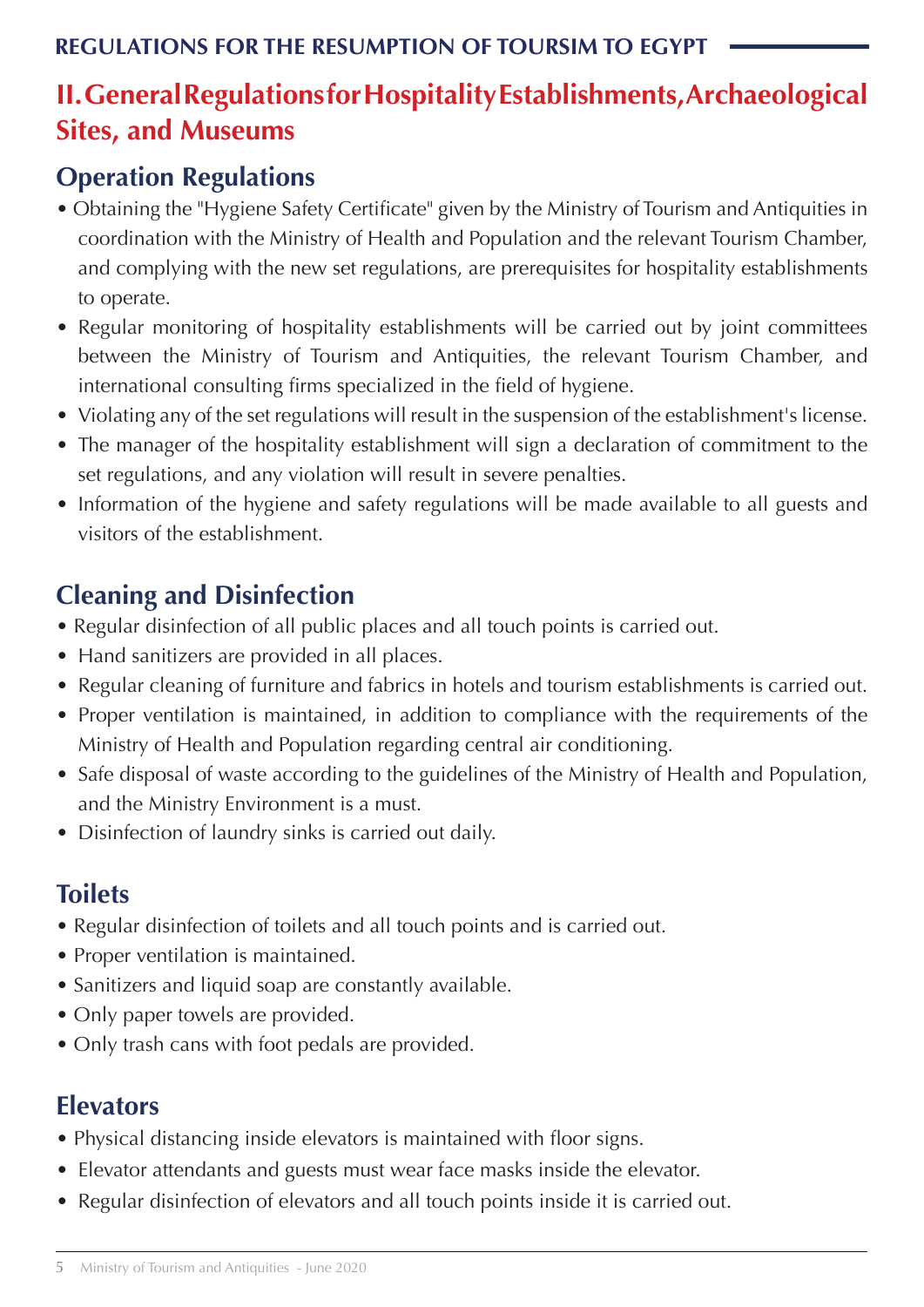## II. General Regulations for Hospitality Establishments, Archaeological Sites, and Museums

### Operation Regulations

- Obtaining the "Hygiene Safety Certificate" given by the Ministry of Tourism and Antiquities in coordination with the Ministry of Health and Population and the relevant Tourism Chamber, and complying with the new set regulations, are prerequisites for hospitality establishments to operate.
- Regular monitoring of hospitality establishments will be carried out by joint committees between the Ministry of Tourism and Antiquities, the relevant Tourism Chamber, and international consulting firms specialized in the field of hygiene.
- Violating any of the set regulations will result in the suspension of the establishment's license.
- The manager of the hospitality establishment will sign a declaration of commitment to the set regulations, and any violation will result in severe penalties.
- Information of the hygiene and safety regulations will be made available to all guests and visitors of the establishment.

### Cleaning and Disinfection

- Regular disinfection of all public places and all touch points is carried out.
- Hand sanitizers are provided in all places.
- Regular cleaning of furniture and fabrics in hotels and tourism establishments is carried out.
- Proper ventilation is maintained, in addition to compliance with the requirements of the Ministry of Health and Population regarding central air conditioning.
- Safe disposal of waste according to the guidelines of the Ministry of Health and Population, and the Ministry Environment is a must.
- Disinfection of laundry sinks is carried out daily.

### Toilets

- Regular disinfection of toilets and all touch points and is carried out.
- Proper ventilation is maintained.
- Sanitizers and liquid soap are constantly available.
- Only paper towels are provided.
- Only trash cans with foot pedals are provided.

### Elevators

- Physical distancing inside elevators is maintained with floor signs.
- Elevator attendants and guests must wear face masks inside the elevator.
- Regular disinfection of elevators and all touch points inside it is carried out.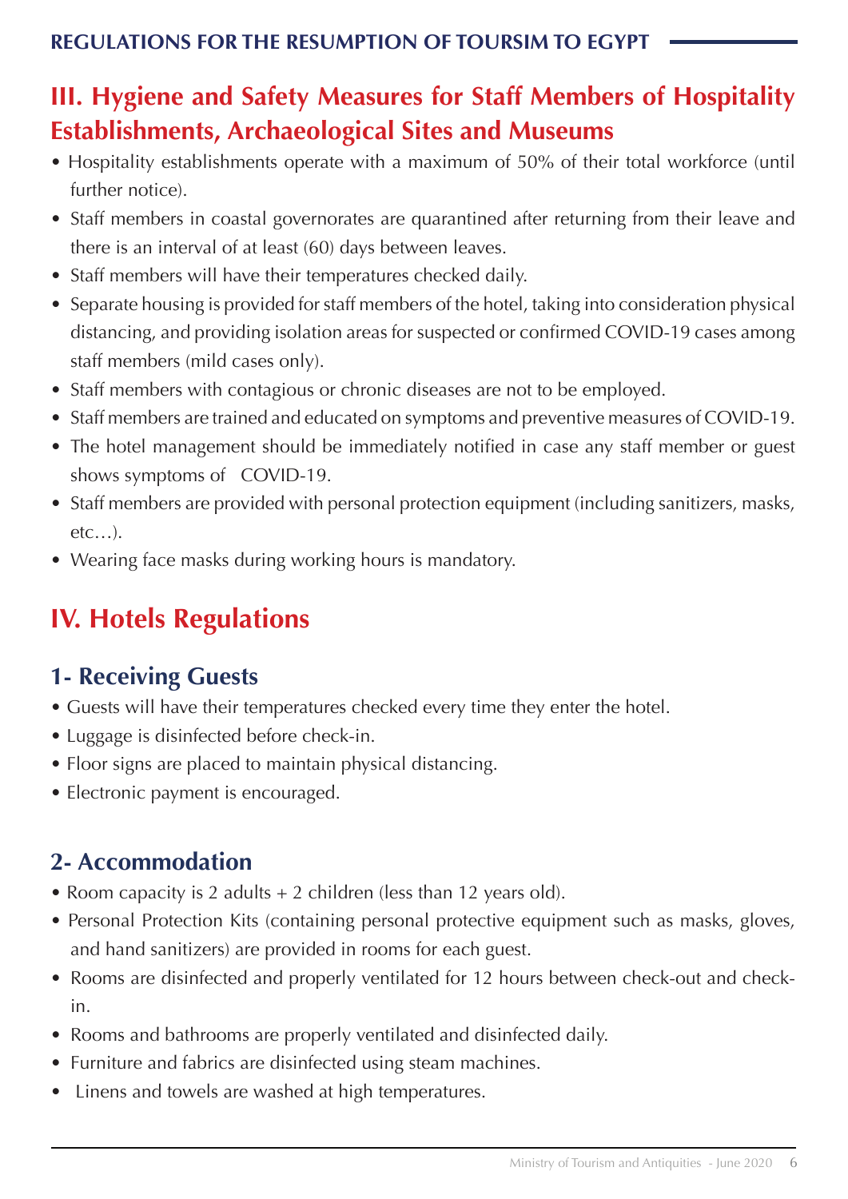## III. Hygiene and Safety Measures for Staff Members of Hospitality Establishments, Archaeological Sites and Museums

- Hospitality establishments operate with a maximum of 50% of their total workforce (until further notice).
- Staff members in coastal governorates are quarantined after returning from their leave and there is an interval of at least (60) days between leaves.
- Staff members will have their temperatures checked daily.
- Separate housing is provided for staff members of the hotel, taking into consideration physical distancing, and providing isolation areas for suspected or confirmed COVID-19 cases among staff members (mild cases only).
- Staff members with contagious or chronic diseases are not to be employed.
- Staff members are trained and educated on symptoms and preventive measures of COVID-19.
- The hotel management should be immediately notified in case any staff member or guest shows symptoms of COVID-19.
- Staff members are provided with personal protection equipment (including sanitizers, masks, etc…).
- Wearing face masks during working hours is mandatory.

## IV. Hotels Regulations

### 1- Receiving Guests

- Guests will have their temperatures checked every time they enter the hotel.
- Luggage is disinfected before check-in.
- Floor signs are placed to maintain physical distancing.
- Electronic payment is encouraged.

### 2- Accommodation

- Room capacity is 2 adults + 2 children (less than 12 years old).
- Personal Protection Kits (containing personal protective equipment such as masks, gloves, and hand sanitizers) are provided in rooms for each guest.
- Rooms are disinfected and properly ventilated for 12 hours between check-out and check-in.
- Rooms and bathrooms are properly ventilated and disinfected daily.
- Furniture and fabrics are disinfected using steam machines.
- Linens and towels are washed at high temperatures.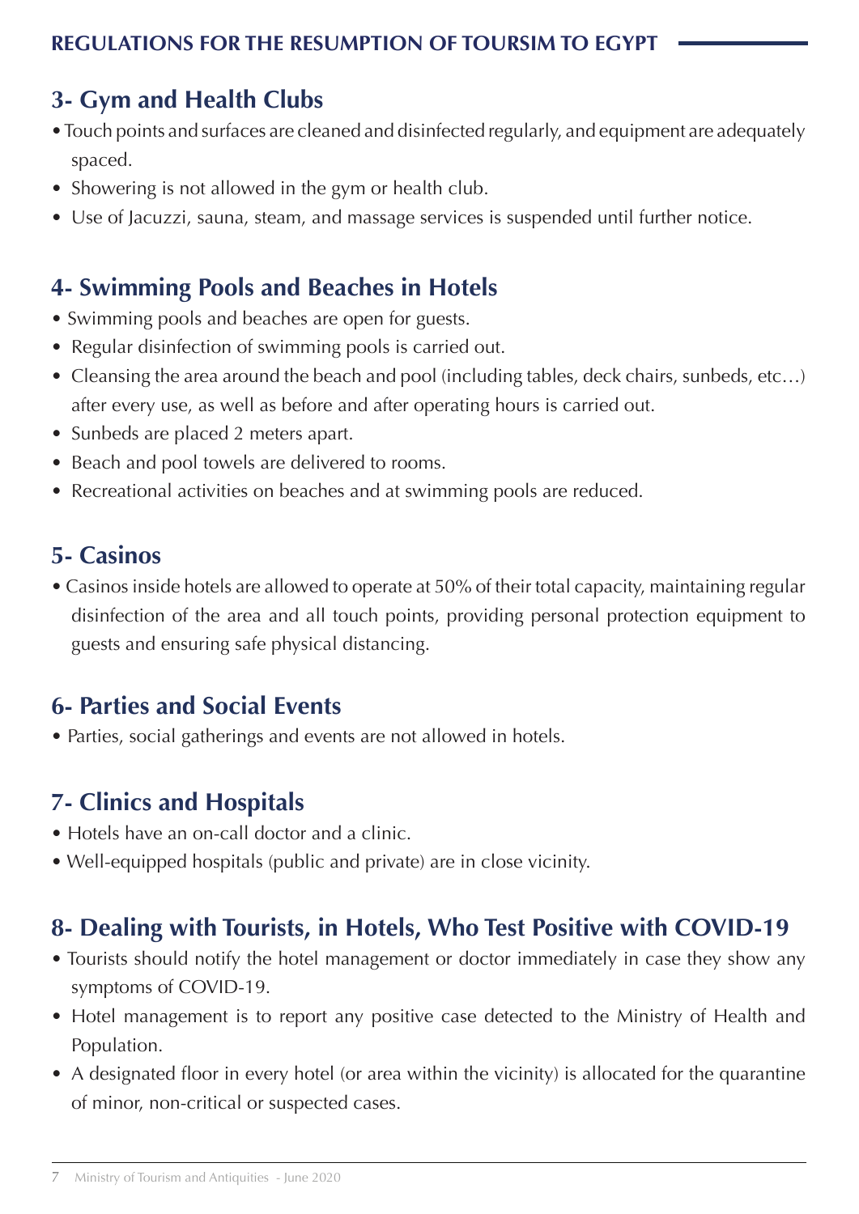## 3- Gym and Health Clubs

- Touch points and surfaces are cleaned and disinfected regularly, and equipment are adequately spaced.
- Showering is not allowed in the gym or health club.
- Use of Jacuzzi, sauna, steam, and massage services is suspended until further notice.

## 4- Swimming Pools and Beaches in Hotels

- Swimming pools and beaches are open for guests.
- Regular disinfection of swimming pools is carried out.
- Cleansing the area around the beach and pool (including tables, deck chairs, sunbeds, etc…) after every use, as well as before and after operating hours is carried out.
- Sunbeds are placed 2 meters apart.
- Beach and pool towels are delivered to rooms.
- Recreational activities on beaches and at swimming pools are reduced.

## 5- Casinos

- Casinos inside hotels are allowed to operate at 50% of their total capacity, maintaining regular disinfection of the area and all touch points, providing personal protection equipment to guests and ensuring safe physical distancing.

## 6- Parties and Social Events

- Parties, social gatherings and events are not allowed in hotels.

## 7- Clinics and Hospitals

- Hotels have an on-call doctor and a clinic.
- Well-equipped hospitals (public and private) are in close vicinity.

## 8- Dealing with Tourists, in Hotels, Who Test Positive with COVID-19

- Tourists should notify the hotel management or doctor immediately in case they show any symptoms of COVID-19.
- Hotel management is to report any positive case detected to the Ministry of Health and Population.
- A designated floor in every hotel (or area within the vicinity) is allocated for the quarantine of minor, non-critical or suspected cases.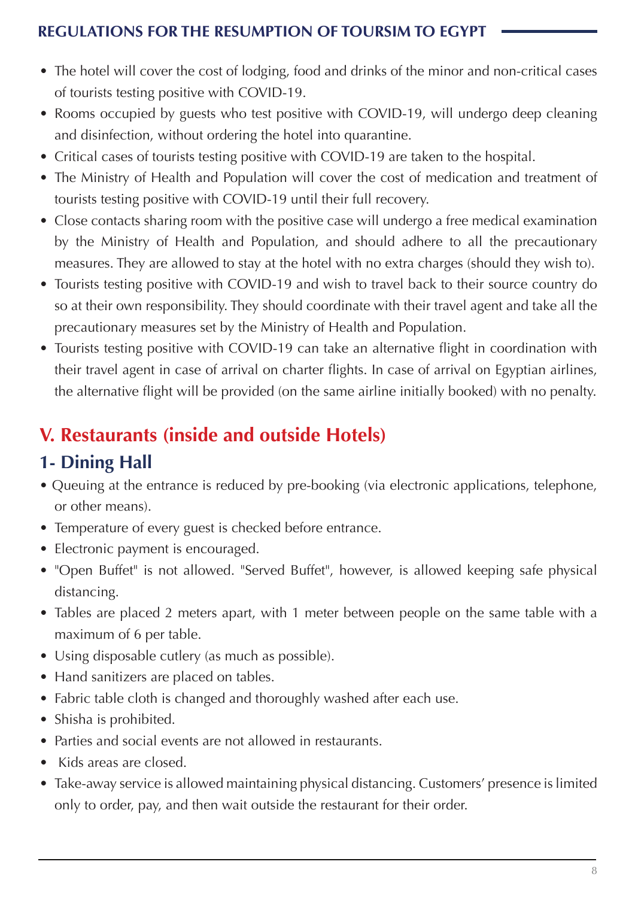- The hotel will cover the cost of lodging, food and drinks of the minor and non-critical cases of tourists testing positive with COVID-19.
- Rooms occupied by guests who test positive with COVID-19, will undergo deep cleaning and disinfection, without ordering the hotel into quarantine.
- Critical cases of tourists testing positive with COVID-19 are taken to the hospital.
- The Ministry of Health and Population will cover the cost of medication and treatment of tourists testing positive with COVID-19 until their full recovery.
- Close contacts sharing room with the positive case will undergo a free medical examination by the Ministry of Health and Population, and should adhere to all the precautionary measures. They are allowed to stay at the hotel with no extra charges (should they wish to).
- Tourists testing positive with COVID-19 and wish to travel back to their source country do so at their own responsibility. They should coordinate with their travel agent and take all the precautionary measures set by the Ministry of Health and Population.
- Tourists testing positive with COVID-19 can take an alternative flight in coordination with their travel agent in case of arrival on charter flights. In case of arrival on Egyptian airlines, the alternative flight will be provided (on the same airline initially booked) with no penalty.

# V. Restaurants (inside and outside Hotels)

## 1- Dining Hall

- Queuing at the entrance is reduced by pre-booking (via electronic applications, telephone, or other means).
- Temperature of every guest is checked before entrance.
- Electronic payment is encouraged.
- "Open Buffet" is not allowed. "Served Buffet", however, is allowed keeping safe physical distancing.
- Tables are placed 2 meters apart, with 1 meter between people on the same table with a maximum of 6 per table.
- Using disposable cutlery (as much as possible).
- Hand sanitizers are placed on tables.
- Fabric table cloth is changed and thoroughly washed after each use.
- Shisha is prohibited.
- Parties and social events are not allowed in restaurants.
- Kids areas are closed.
- Take-away service is allowed maintaining physical distancing. Customers' presence is limited only to order, pay, and then wait outside the restaurant for their order.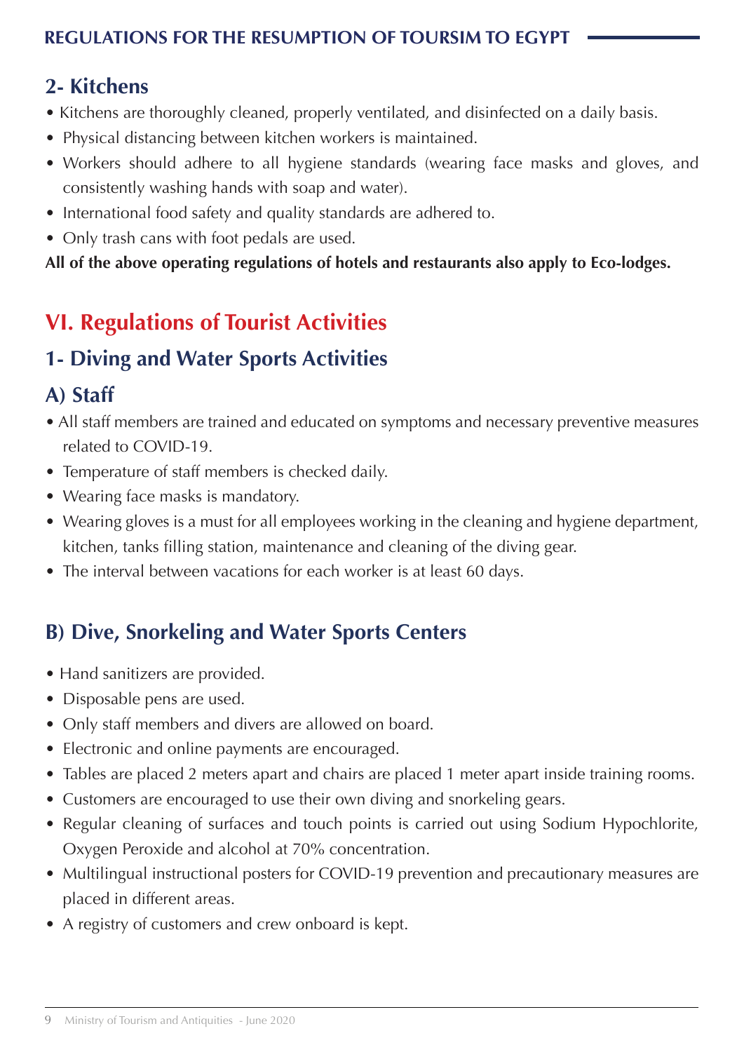## 2- Kitchens

- Kitchens are thoroughly cleaned, properly ventilated, and disinfected on a daily basis.
- Physical distancing between kitchen workers is maintained.
- Workers should adhere to all hygiene standards (wearing face masks and gloves, and consistently washing hands with soap and water).
- International food safety and quality standards are adhered to.
- Only trash cans with foot pedals are used.

**All of the above operating regulations of hotels and restaurants also apply to Eco-lodges.**

# VI. Regulations of Tourist Activities

## 1- Diving and Water Sports Activities

## A) Staff

- All staff members are trained and educated on symptoms and necessary preventive measures related to COVID-19.
- Temperature of staff members is checked daily.
- Wearing face masks is mandatory.
- Wearing gloves is a must for all employees working in the cleaning and hygiene department, kitchen, tanks filling station, maintenance and cleaning of the diving gear.
- The interval between vacations for each worker is at least 60 days.

## B) Dive, Snorkeling and Water Sports Centers

- Hand sanitizers are provided.
- Disposable pens are used.
- Only staff members and divers are allowed on board.
- Electronic and online payments are encouraged.
- Tables are placed 2 meters apart and chairs are placed 1 meter apart inside training rooms.
- Customers are encouraged to use their own diving and snorkeling gears.
- Regular cleaning of surfaces and touch points is carried out using Sodium Hypochlorite, Oxygen Peroxide and alcohol at 70% concentration.
- Multilingual instructional posters for COVID-19 prevention and precautionary measures are placed in different areas.
- A registry of customers and crew onboard is kept.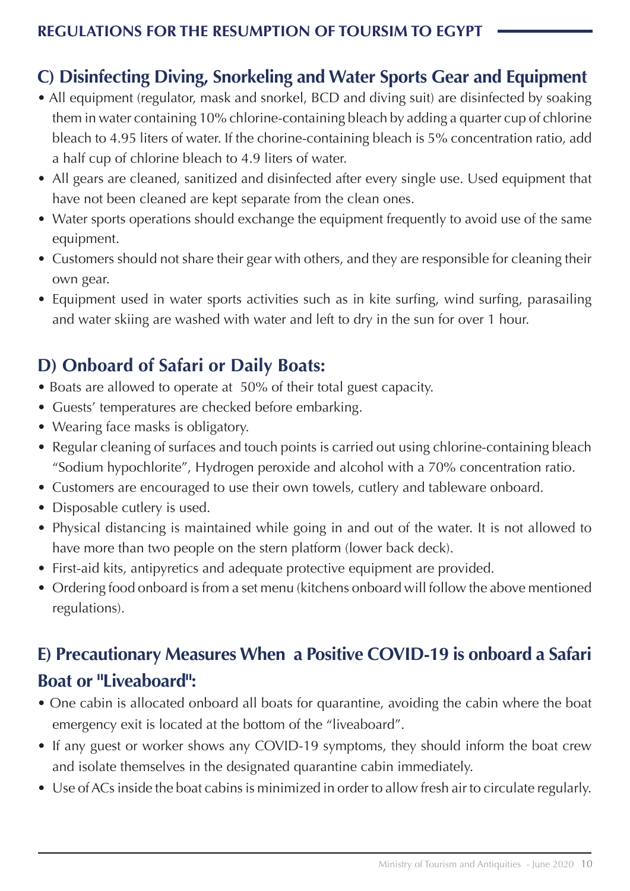## C) Disinfecting Diving, Snorkeling and Water Sports Gear and Equipment

- All equipment (regulator, mask and snorkel, BCD and diving suit) are disinfected by soaking them in water containing 10% chlorine-containing bleach by adding a quarter cup of chlorine bleach to 4.95 liters of water. If the chorine-containing bleach is 5% concentration ratio, add a half cup of chlorine bleach to 4.9 liters of water.
- All gears are cleaned, sanitized and disinfected after every single use. Used equipment that have not been cleaned are kept separate from the clean ones.
- Water sports operations should exchange the equipment frequently to avoid use of the same equipment.
- Customers should not share their gear with others, and they are responsible for cleaning their own gear.
- Equipment used in water sports activities such as in kite surfing, wind surfing, parasailing and water skiing are washed with water and left to dry in the sun for over 1 hour.

## D) Onboard of Safari or Daily Boats:

- Boats are allowed to operate at 50% of their total guest capacity.
- Guests' temperatures are checked before embarking.
- Wearing face masks is obligatory.
- Regular cleaning of surfaces and touch points is carried out using chlorine-containing bleach "Sodium hypochlorite", Hydrogen peroxide and alcohol with a 70% concentration ratio.
- Customers are encouraged to use their own towels, cutlery and tableware onboard.
- Disposable cutlery is used.
- Physical distancing is maintained while going in and out of the water. It is not allowed to have more than two people on the stern platform (lower back deck).
- First-aid kits, antipyretics and adequate protective equipment are provided.
- Ordering food onboard is from a set menu (kitchens onboard will follow the above mentioned regulations).

## E) Precautionary Measures When a Positive COVID-19 is onboard a Safari Boat or "Liveaboard":

- One cabin is allocated onboard all boats for quarantine, avoiding the cabin where the boat emergency exit is located at the bottom of the "liveaboard".
- If any guest or worker shows any COVID-19 symptoms, they should inform the boat crew and isolate themselves in the designated quarantine cabin immediately.
- Use of ACs inside the boat cabins is minimized in order to allow fresh air to circulate regularly.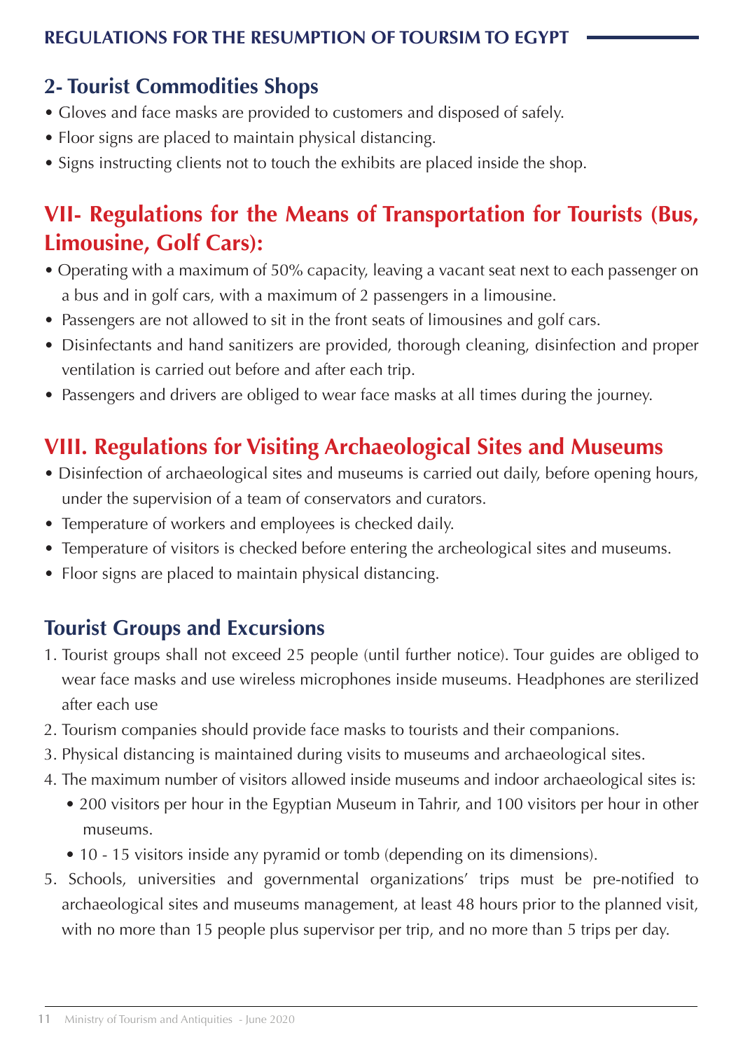## 2- Tourist Commodities Shops

- Gloves and face masks are provided to customers and disposed of safely.
- Floor signs are placed to maintain physical distancing.
- Signs instructing clients not to touch the exhibits are placed inside the shop.

# VII- Regulations for the Means of Transportation for Tourists (Bus, Limousine, Golf Cars):

- Operating with a maximum of 50% capacity, leaving a vacant seat next to each passenger on a bus and in golf cars, with a maximum of 2 passengers in a limousine.
- Passengers are not allowed to sit in the front seats of limousines and golf cars.
- Disinfectants and hand sanitizers are provided, thorough cleaning, disinfection and proper ventilation is carried out before and after each trip.
- Passengers and drivers are obliged to wear face masks at all times during the journey.

# VIII. Regulations for Visiting Archaeological Sites and Museums

- Disinfection of archaeological sites and museums is carried out daily, before opening hours, under the supervision of a team of conservators and curators.
- Temperature of workers and employees is checked daily.
- Temperature of visitors is checked before entering the archeological sites and museums.
- Floor signs are placed to maintain physical distancing.

## Tourist Groups and Excursions

1. Tourist groups shall not exceed 25 people (until further notice). Tour guides are obliged to wear face masks and use wireless microphones inside museums. Headphones are sterilized after each use
2. Tourism companies should provide face masks to tourists and their companions.
3. Physical distancing is maintained during visits to museums and archaeological sites.
4. The maximum number of visitors allowed inside museums and indoor archaeological sites is:
   - 200 visitors per hour in the Egyptian Museum in Tahrir, and 100 visitors per hour in other museums.
   - 10 - 15 visitors inside any pyramid or tomb (depending on its dimensions).
5. Schools, universities and governmental organizations' trips must be pre-notified to archaeological sites and museums management, at least 48 hours prior to the planned visit, with no more than 15 people plus supervisor per trip, and no more than 5 trips per day.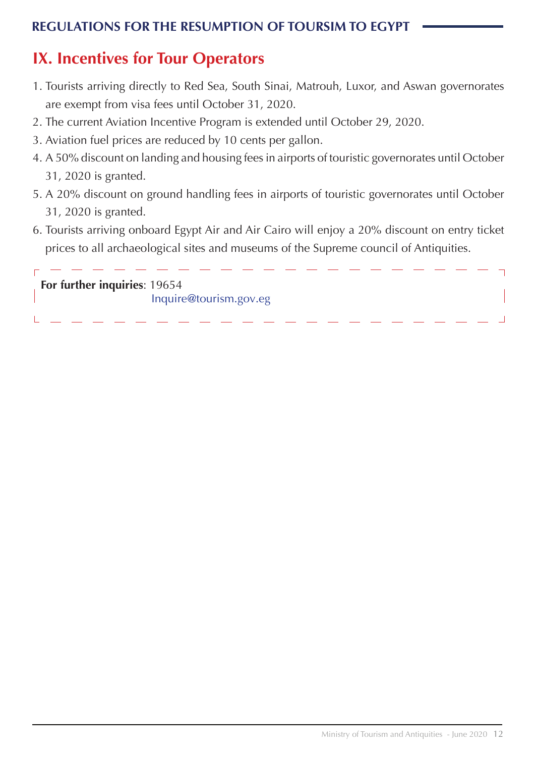## IX. Incentives for Tour Operators

1. Tourists arriving directly to Red Sea, South Sinai, Matrouh, Luxor, and Aswan governorates are exempt from visa fees until October 31, 2020.
2. The current Aviation Incentive Program is extended until October 29, 2020.
3. Aviation fuel prices are reduced by 10 cents per gallon.
4. A 50% discount on landing and housing fees in airports of touristic governorates until October 31, 2020 is granted.
5. A 20% discount on ground handling fees in airports of touristic governorates until October 31, 2020 is granted.
6. Tourists arriving onboard Egypt Air and Air Cairo will enjoy a 20% discount on entry ticket prices to all archaeological sites and museums of the Supreme council of Antiquities.

**For further inquiries**: 19654
Inquire@tourism.gov.eg